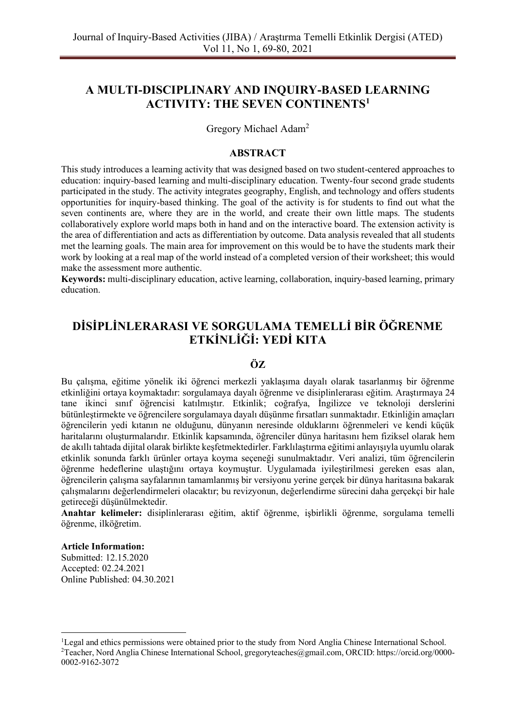# A MULTI-DISCIPLINARY AND INQUIRY-BASED LEARNING ACTIVITY: THE SEVEN CONTINENTS[1]

Gregory Michael Adam[2]

## ABSTRACT

This study introduces a learning activity that was designed based on two student-centered approaches to education: inquiry-based learning and multi-disciplinary education. Twenty-four second grade students participated in the study. The activity integrates geography, English, and technology and offers students opportunities for inquiry-based thinking. The goal of the activity is for students to find out what the seven continents are, where they are in the world, and create their own little maps. The students collaboratively explore world maps both in hand and on the interactive board. The extension activity is the area of differentiation and acts as differentiation by outcome. Data analysis revealed that all students met the learning goals. The main area for improvement on this would be to have the students mark their work by looking at a real map of the world instead of a completed version of their worksheet; this would make the assessment more authentic.

**Keywords:** multi-disciplinary education, active learning, collaboration, inquiry-based learning, primary education.

# DİSİPLİNLERARASI VE SORGULAMA TEMELLİ BİR ÖĞRENME ETKİNLİĞİ: YEDİ KITA

## ÖZ

Bu çalışma, eğitime yönelik iki öğrenci merkezli yaklaşıma dayalı olarak tasarlanmış bir öğrenme etkinliğini ortaya koymaktadır: sorgulamaya dayalı öğrenme ve disiplinlerarası eğitim. Araştırmaya 24 tane ikinci sınıf öğrencisi katılmıştır. Etkinlik; coğrafya, İngilizce ve teknoloji derslerini bütünleştirmekte ve öğrencilere sorgulamaya dayalı düşünme fırsatları sunmaktadır. Etkinliğin amaçları öğrencilerin yedi kıtanın ne olduğunu, dünyanın neresinde olduklarını öğrenmeleri ve kendi küçük haritalarını oluşturmalarıdır. Etkinlik kapsamında, öğrenciler dünya haritasını hem fiziksel olarak hem de akıllı tahtada dijital olarak birlikte keşfetmektedirler. Farklılaştırma eğitimi anlayışıyla uyumlu olarak etkinlik sonunda farklı ürünler ortaya koyma seçeneği sunulmaktadır. Veri analizi, tüm öğrencilerin öğrenme hedeflerine ulaştığını ortaya koymuştur. Uygulamada iyileştirilmesi gereken esas alan, öğrencilerin çalışma sayfalarının tamamlanmış bir versiyonu yerine gerçek bir dünya haritasına bakarak çalışmalarını değerlendirmeleri olacaktır; bu revizyonun, değerlendirme sürecini daha gerçekçi bir hale getireceği düşünülmektedir.

**Anahtar kelimeler:** disiplinlerarası eğitim, aktif öğrenme, işbirlikli öğrenme, sorgulama temelli öğrenme, ilköğretim.

**Article Information:**
Submitted: 12.15.2020
Accepted: 02.24.2021
Online Published: 04.30.2021

---

[1]Legal and ethics permissions were obtained prior to the study from Nord Anglia Chinese International School.

[2]Teacher, Nord Anglia Chinese International School, gregoryteaches@gmail.com, ORCID: https://orcid.org/0000-0002-9162-3072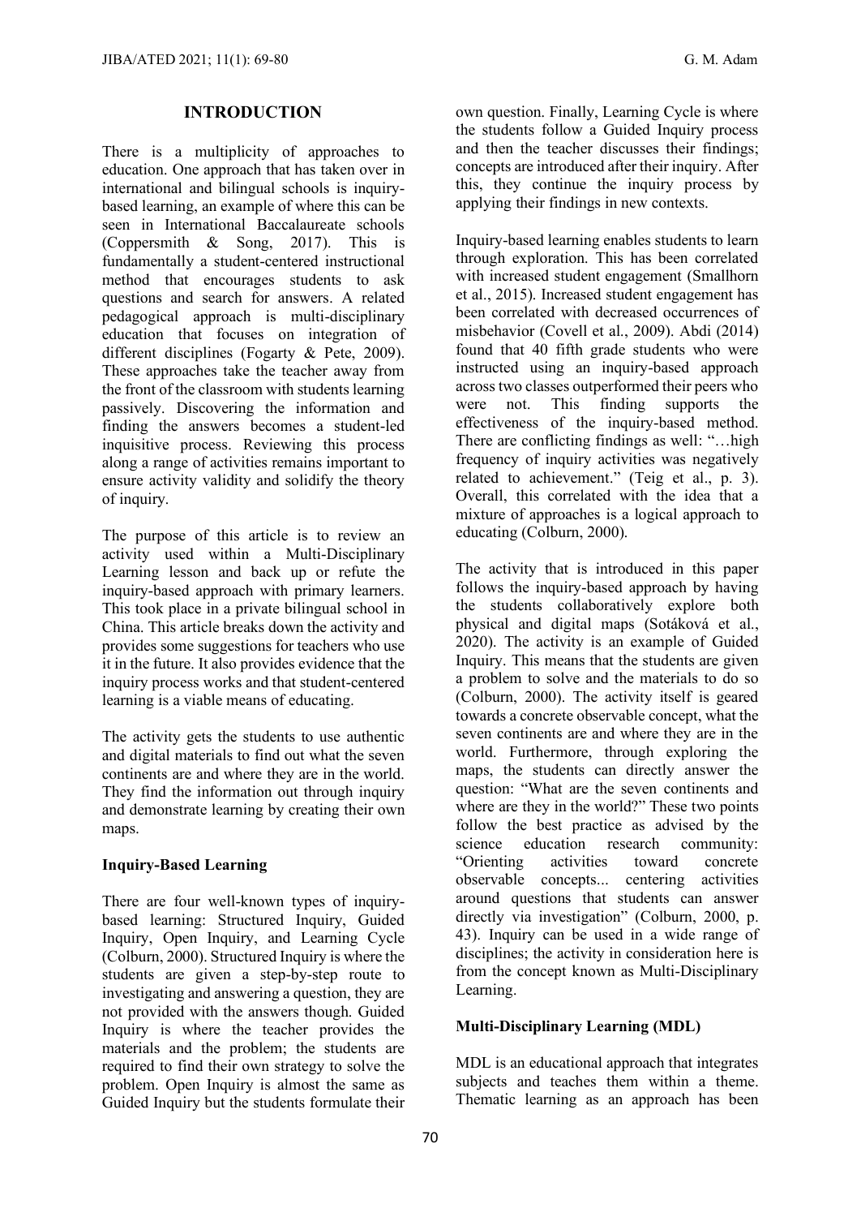## INTRODUCTION

There is a multiplicity of approaches to education. One approach that has taken over in international and bilingual schools is inquiry-based learning, an example of where this can be seen in International Baccalaureate schools (Coppersmith & Song, 2017). This is fundamentally a student-centered instructional method that encourages students to ask questions and search for answers. A related pedagogical approach is multi-disciplinary education that focuses on integration of different disciplines (Fogarty & Pete, 2009). These approaches take the teacher away from the front of the classroom with students learning passively. Discovering the information and finding the answers becomes a student-led inquisitive process. Reviewing this process along a range of activities remains important to ensure activity validity and solidify the theory of inquiry.

The purpose of this article is to review an activity used within a Multi-Disciplinary Learning lesson and back up or refute the inquiry-based approach with primary learners. This took place in a private bilingual school in China. This article breaks down the activity and provides some suggestions for teachers who use it in the future. It also provides evidence that the inquiry process works and that student-centered learning is a viable means of educating.

The activity gets the students to use authentic and digital materials to find out what the seven continents are and where they are in the world. They find the information out through inquiry and demonstrate learning by creating their own maps.

### Inquiry-Based Learning

There are four well-known types of inquiry-based learning: Structured Inquiry, Guided Inquiry, Open Inquiry, and Learning Cycle (Colburn, 2000). Structured Inquiry is where the students are given a step-by-step route to investigating and answering a question, they are not provided with the answers though. Guided Inquiry is where the teacher provides the materials and the problem; the students are required to find their own strategy to solve the problem. Open Inquiry is almost the same as Guided Inquiry but the students formulate their own question. Finally, Learning Cycle is where the students follow a Guided Inquiry process and then the teacher discusses their findings; concepts are introduced after their inquiry. After this, they continue the inquiry process by applying their findings in new contexts.

Inquiry-based learning enables students to learn through exploration. This has been correlated with increased student engagement (Smallhorn et al., 2015). Increased student engagement has been correlated with decreased occurrences of misbehavior (Covell et al., 2009). Abdi (2014) found that 40 fifth grade students who were instructed using an inquiry-based approach across two classes outperformed their peers who were not. This finding supports the effectiveness of the inquiry-based method. There are conflicting findings as well: "…high frequency of inquiry activities was negatively related to achievement." (Teig et al., p. 3). Overall, this correlated with the idea that a mixture of approaches is a logical approach to educating (Colburn, 2000).

The activity that is introduced in this paper follows the inquiry-based approach by having the students collaboratively explore both physical and digital maps (Sotáková et al., 2020). The activity is an example of Guided Inquiry. This means that the students are given a problem to solve and the materials to do so (Colburn, 2000). The activity itself is geared towards a concrete observable concept, what the seven continents are and where they are in the world. Furthermore, through exploring the maps, the students can directly answer the question: "What are the seven continents and where are they in the world?" These two points follow the best practice as advised by the science education research community: "Orienting activities toward concrete observable concepts... centering activities around questions that students can answer directly via investigation" (Colburn, 2000, p. 43). Inquiry can be used in a wide range of disciplines; the activity in consideration here is from the concept known as Multi-Disciplinary Learning.

### Multi-Disciplinary Learning (MDL)

MDL is an educational approach that integrates subjects and teaches them within a theme. Thematic learning as an approach has been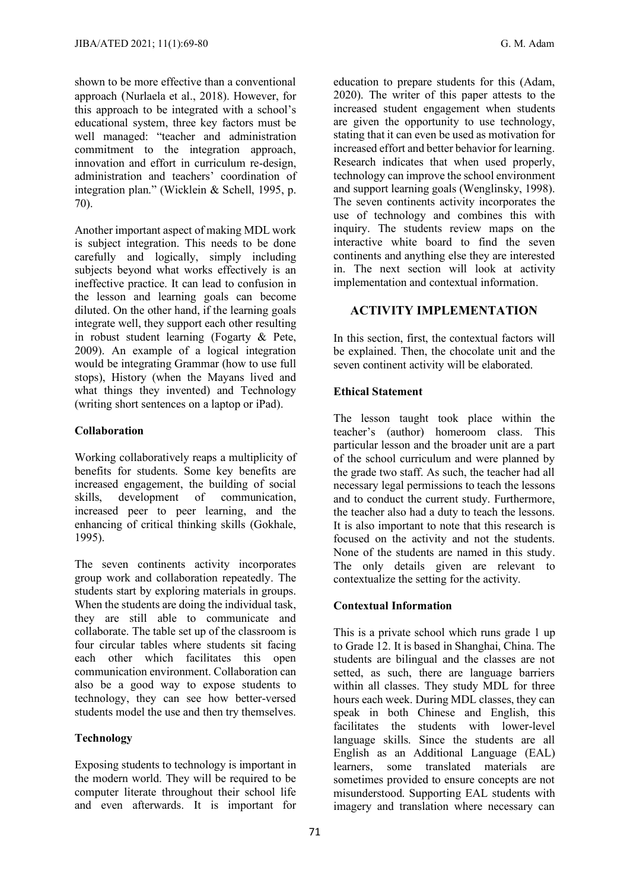shown to be more effective than a conventional approach (Nurlaela et al., 2018). However, for this approach to be integrated with a school's educational system, three key factors must be well managed: "teacher and administration commitment to the integration approach, innovation and effort in curriculum re-design, administration and teachers' coordination of integration plan." (Wicklein & Schell, 1995, p. 70).

Another important aspect of making MDL work is subject integration. This needs to be done carefully and logically, simply including subjects beyond what works effectively is an ineffective practice. It can lead to confusion in the lesson and learning goals can become diluted. On the other hand, if the learning goals integrate well, they support each other resulting in robust student learning (Fogarty & Pete, 2009). An example of a logical integration would be integrating Grammar (how to use full stops), History (when the Mayans lived and what things they invented) and Technology (writing short sentences on a laptop or iPad).

### Collaboration

Working collaboratively reaps a multiplicity of benefits for students. Some key benefits are increased engagement, the building of social skills, development of communication, increased peer to peer learning, and the enhancing of critical thinking skills (Gokhale, 1995).

The seven continents activity incorporates group work and collaboration repeatedly. The students start by exploring materials in groups. When the students are doing the individual task, they are still able to communicate and collaborate. The table set up of the classroom is four circular tables where students sit facing each other which facilitates this open communication environment. Collaboration can also be a good way to expose students to technology, they can see how better-versed students model the use and then try themselves.

### Technology

Exposing students to technology is important in the modern world. They will be required to be computer literate throughout their school life and even afterwards. It is important for education to prepare students for this (Adam, 2020). The writer of this paper attests to the increased student engagement when students are given the opportunity to use technology, stating that it can even be used as motivation for increased effort and better behavior for learning. Research indicates that when used properly, technology can improve the school environment and support learning goals (Wenglinsky, 1998). The seven continents activity incorporates the use of technology and combines this with inquiry. The students review maps on the interactive white board to find the seven continents and anything else they are interested in. The next section will look at activity implementation and contextual information.

## ACTIVITY IMPLEMENTATION

In this section, first, the contextual factors will be explained. Then, the chocolate unit and the seven continent activity will be elaborated.

### Ethical Statement

The lesson taught took place within the teacher's (author) homeroom class. This particular lesson and the broader unit are a part of the school curriculum and were planned by the grade two staff. As such, the teacher had all necessary legal permissions to teach the lessons and to conduct the current study. Furthermore, the teacher also had a duty to teach the lessons. It is also important to note that this research is focused on the activity and not the students. None of the students are named in this study. The only details given are relevant to contextualize the setting for the activity.

### Contextual Information

This is a private school which runs grade 1 up to Grade 12. It is based in Shanghai, China. The students are bilingual and the classes are not setted, as such, there are language barriers within all classes. They study MDL for three hours each week. During MDL classes, they can speak in both Chinese and English, this facilitates the students with lower-level language skills. Since the students are all English as an Additional Language (EAL) learners, some translated materials are sometimes provided to ensure concepts are not misunderstood. Supporting EAL students with imagery and translation where necessary can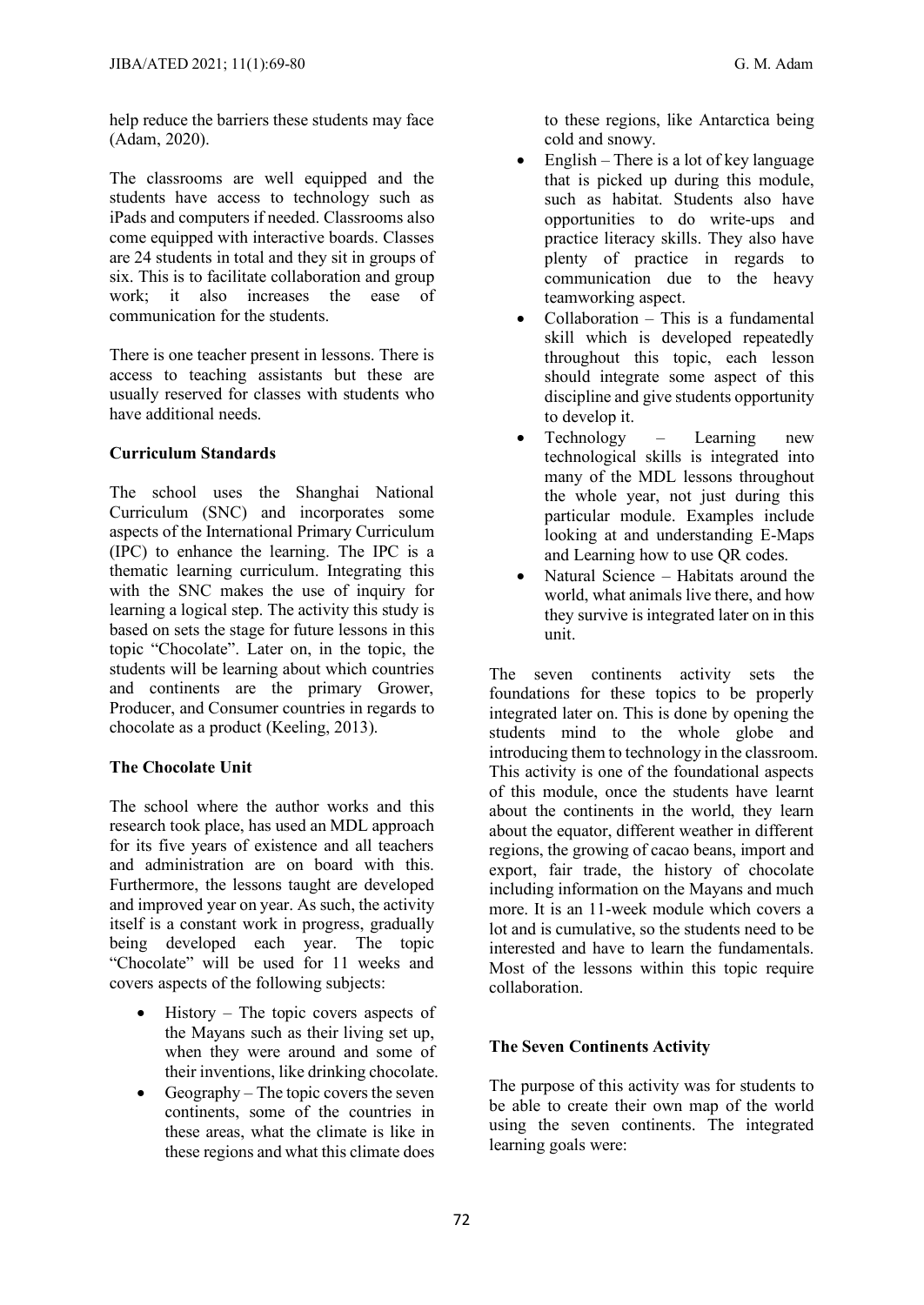help reduce the barriers these students may face (Adam, 2020).

The classrooms are well equipped and the students have access to technology such as iPads and computers if needed. Classrooms also come equipped with interactive boards. Classes are 24 students in total and they sit in groups of six. This is to facilitate collaboration and group work; it also increases the ease of communication for the students.

There is one teacher present in lessons. There is access to teaching assistants but these are usually reserved for classes with students who have additional needs.

**Curriculum Standards**

The school uses the Shanghai National Curriculum (SNC) and incorporates some aspects of the International Primary Curriculum (IPC) to enhance the learning. The IPC is a thematic learning curriculum. Integrating this with the SNC makes the use of inquiry for learning a logical step. The activity this study is based on sets the stage for future lessons in this topic "Chocolate". Later on, in the topic, the students will be learning about which countries and continents are the primary Grower, Producer, and Consumer countries in regards to chocolate as a product (Keeling, 2013).

**The Chocolate Unit**

The school where the author works and this research took place, has used an MDL approach for its five years of existence and all teachers and administration are on board with this. Furthermore, the lessons taught are developed and improved year on year. As such, the activity itself is a constant work in progress, gradually being developed each year. The topic "Chocolate" will be used for 11 weeks and covers aspects of the following subjects:

- History – The topic covers aspects of the Mayans such as their living set up, when they were around and some of their inventions, like drinking chocolate.
- Geography – The topic covers the seven continents, some of the countries in these areas, what the climate is like in these regions and what this climate does to these regions, like Antarctica being cold and snowy.
- English – There is a lot of key language that is picked up during this module, such as habitat. Students also have opportunities to do write-ups and practice literacy skills. They also have plenty of practice in regards to communication due to the heavy teamworking aspect.
- Collaboration – This is a fundamental skill which is developed repeatedly throughout this topic, each lesson should integrate some aspect of this discipline and give students opportunity to develop it.
- Technology – Learning new technological skills is integrated into many of the MDL lessons throughout the whole year, not just during this particular module. Examples include looking at and understanding E-Maps and Learning how to use QR codes.
- Natural Science – Habitats around the world, what animals live there, and how they survive is integrated later on in this unit.

The seven continents activity sets the foundations for these topics to be properly integrated later on. This is done by opening the students mind to the whole globe and introducing them to technology in the classroom. This activity is one of the foundational aspects of this module, once the students have learnt about the continents in the world, they learn about the equator, different weather in different regions, the growing of cacao beans, import and export, fair trade, the history of chocolate including information on the Mayans and much more. It is an 11-week module which covers a lot and is cumulative, so the students need to be interested and have to learn the fundamentals. Most of the lessons within this topic require collaboration.

**The Seven Continents Activity**

The purpose of this activity was for students to be able to create their own map of the world using the seven continents. The integrated learning goals were: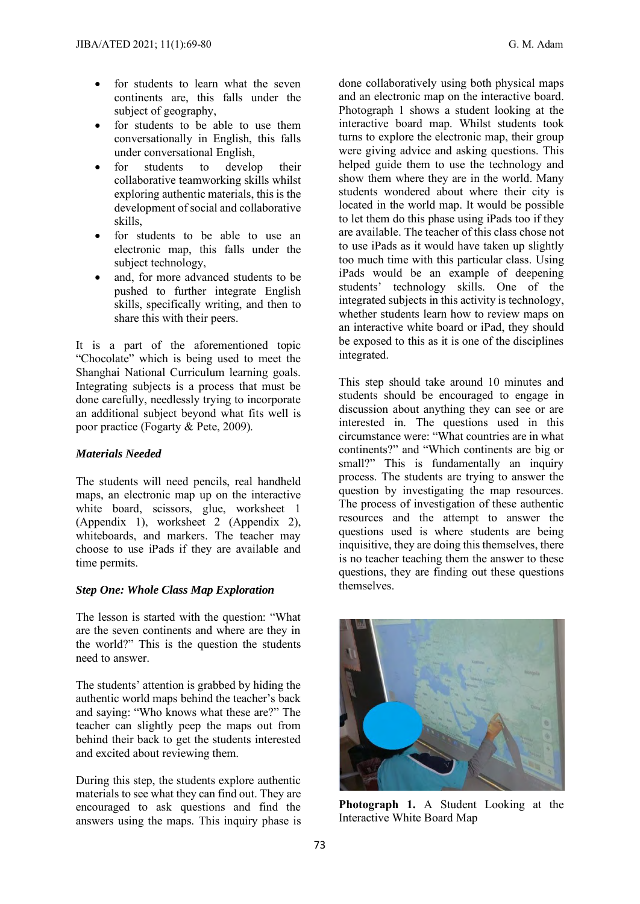- for students to learn what the seven continents are, this falls under the subject of geography,
- for students to be able to use them conversationally in English, this falls under conversational English,
- for students to develop their collaborative teamworking skills whilst exploring authentic materials, this is the development of social and collaborative skills,
- for students to be able to use an electronic map, this falls under the subject technology,
- and, for more advanced students to be pushed to further integrate English skills, specifically writing, and then to share this with their peers.

It is a part of the aforementioned topic "Chocolate" which is being used to meet the Shanghai National Curriculum learning goals. Integrating subjects is a process that must be done carefully, needlessly trying to incorporate an additional subject beyond what fits well is poor practice (Fogarty & Pete, 2009).

***Materials Needed***

The students will need pencils, real handheld maps, an electronic map up on the interactive white board, scissors, glue, worksheet 1 (Appendix 1), worksheet 2 (Appendix 2), whiteboards, and markers. The teacher may choose to use iPads if they are available and time permits.

***Step One: Whole Class Map Exploration***

The lesson is started with the question: "What are the seven continents and where are they in the world?" This is the question the students need to answer.

The students' attention is grabbed by hiding the authentic world maps behind the teacher's back and saying: "Who knows what these are?" The teacher can slightly peep the maps out from behind their back to get the students interested and excited about reviewing them.

During this step, the students explore authentic materials to see what they can find out. They are encouraged to ask questions and find the answers using the maps. This inquiry phase is done collaboratively using both physical maps and an electronic map on the interactive board. Photograph 1 shows a student looking at the interactive board map. Whilst students took turns to explore the electronic map, their group were giving advice and asking questions. This helped guide them to use the technology and show them where they are in the world. Many students wondered about where their city is located in the world map. It would be possible to let them do this phase using iPads too if they are available. The teacher of this class chose not to use iPads as it would have taken up slightly too much time with this particular class. Using iPads would be an example of deepening students' technology skills. One of the integrated subjects in this activity is technology, whether students learn how to review maps on an interactive white board or iPad, they should be exposed to this as it is one of the disciplines integrated.

This step should take around 10 minutes and students should be encouraged to engage in discussion about anything they can see or are interested in. The questions used in this circumstance were: "What countries are in what continents?" and "Which continents are big or small?" This is fundamentally an inquiry process. The students are trying to answer the question by investigating the map resources. The process of investigation of these authentic resources and the attempt to answer the questions used is where students are being inquisitive, they are doing this themselves, there is no teacher teaching them the answer to these questions, they are finding out these questions themselves.

**Photograph 1.** A Student Looking at the Interactive White Board Map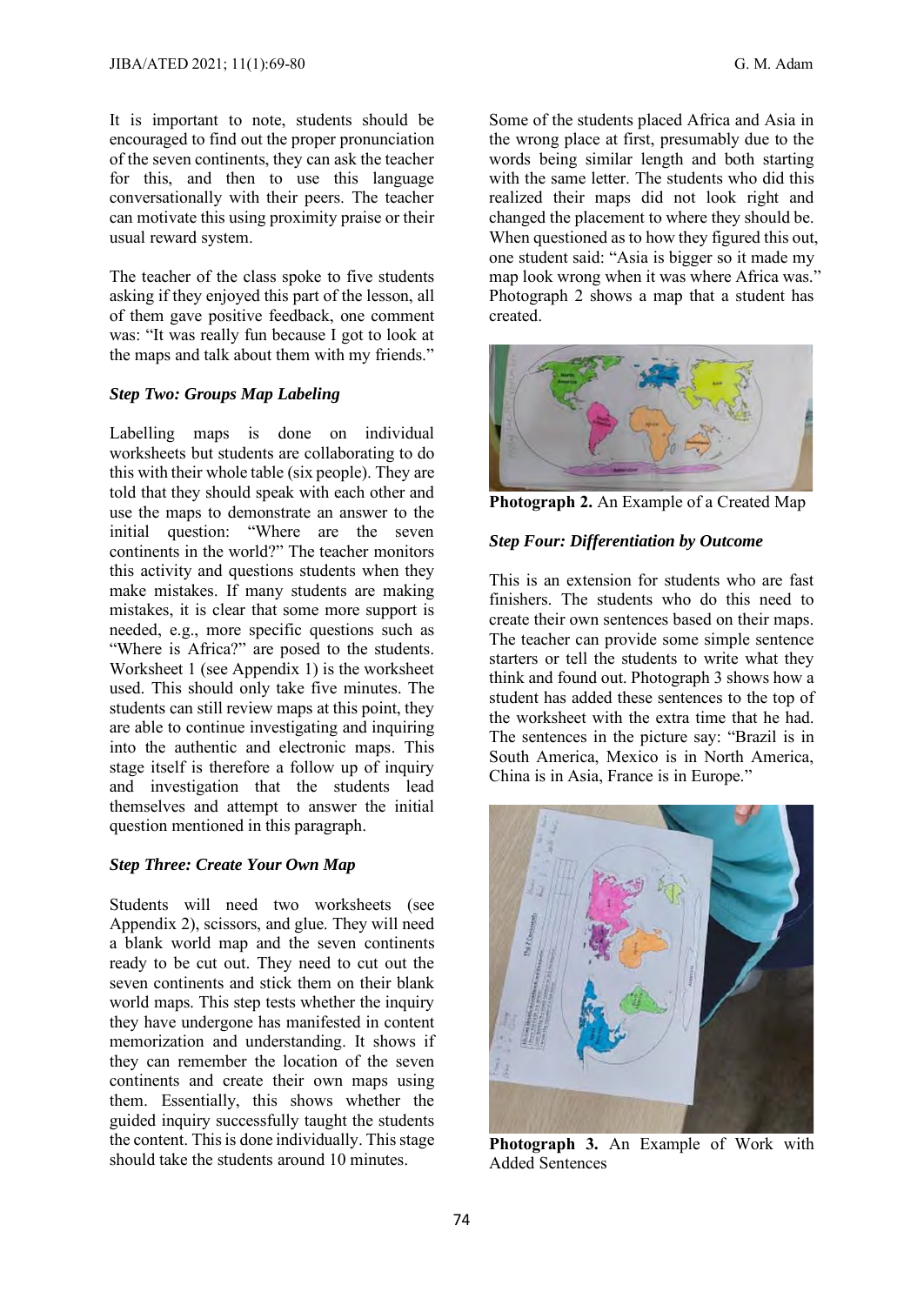It is important to note, students should be encouraged to find out the proper pronunciation of the seven continents, they can ask the teacher for this, and then to use this language conversationally with their peers. The teacher can motivate this using proximity praise or their usual reward system.

The teacher of the class spoke to five students asking if they enjoyed this part of the lesson, all of them gave positive feedback, one comment was: "It was really fun because I got to look at the maps and talk about them with my friends."

### *Step Two: Groups Map Labeling*

Labelling maps is done on individual worksheets but students are collaborating to do this with their whole table (six people). They are told that they should speak with each other and use the maps to demonstrate an answer to the initial question: "Where are the seven continents in the world?" The teacher monitors this activity and questions students when they make mistakes. If many students are making mistakes, it is clear that some more support is needed, e.g., more specific questions such as "Where is Africa?" are posed to the students. Worksheet 1 (see Appendix 1) is the worksheet used. This should only take five minutes. The students can still review maps at this point, they are able to continue investigating and inquiring into the authentic and electronic maps. This stage itself is therefore a follow up of inquiry and investigation that the students lead themselves and attempt to answer the initial question mentioned in this paragraph.

### *Step Three: Create Your Own Map*

Students will need two worksheets (see Appendix 2), scissors, and glue. They will need a blank world map and the seven continents ready to be cut out. They need to cut out the seven continents and stick them on their blank world maps. This step tests whether the inquiry they have undergone has manifested in content memorization and understanding. It shows if they can remember the location of the seven continents and create their own maps using them. Essentially, this shows whether the guided inquiry successfully taught the students the content. This is done individually. This stage should take the students around 10 minutes.

Some of the students placed Africa and Asia in the wrong place at first, presumably due to the words being similar length and both starting with the same letter. The students who did this realized their maps did not look right and changed the placement to where they should be. When questioned as to how they figured this out, one student said: "Asia is bigger so it made my map look wrong when it was where Africa was." Photograph 2 shows a map that a student has created.

**Photograph 2.** An Example of a Created Map

### *Step Four: Differentiation by Outcome*

This is an extension for students who are fast finishers. The students who do this need to create their own sentences based on their maps. The teacher can provide some simple sentence starters or tell the students to write what they think and found out. Photograph 3 shows how a student has added these sentences to the top of the worksheet with the extra time that he had. The sentences in the picture say: "Brazil is in South America, Mexico is in North America, China is in Asia, France is in Europe."

**Photograph 3.** An Example of Work with Added Sentences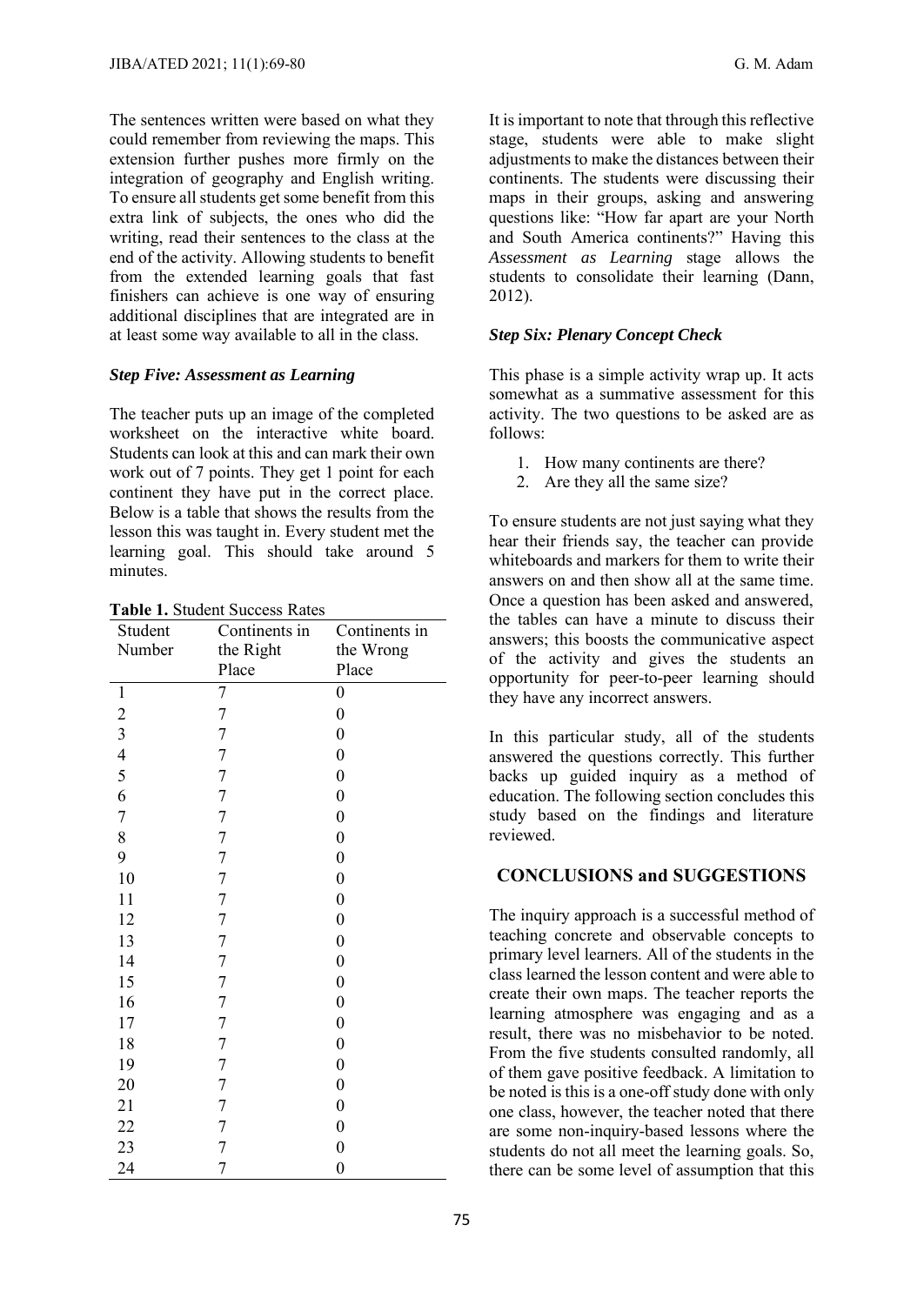The sentences written were based on what they could remember from reviewing the maps. This extension further pushes more firmly on the integration of geography and English writing. To ensure all students get some benefit from this extra link of subjects, the ones who did the writing, read their sentences to the class at the end of the activity. Allowing students to benefit from the extended learning goals that fast finishers can achieve is one way of ensuring additional disciplines that are integrated are in at least some way available to all in the class.

### *Step Five: Assessment as Learning*

The teacher puts up an image of the completed worksheet on the interactive white board. Students can look at this and can mark their own work out of 7 points. They get 1 point for each continent they have put in the correct place. Below is a table that shows the results from the lesson this was taught in. Every student met the learning goal. This should take around 5 minutes.

**Table 1.** Student Success Rates

| Student Number | Continents in the Right Place | Continents in the Wrong Place |
|---|---|---|
| 1 | 7 | 0 |
| 2 | 7 | 0 |
| 3 | 7 | 0 |
| 4 | 7 | 0 |
| 5 | 7 | 0 |
| 6 | 7 | 0 |
| 7 | 7 | 0 |
| 8 | 7 | 0 |
| 9 | 7 | 0 |
| 10 | 7 | 0 |
| 11 | 7 | 0 |
| 12 | 7 | 0 |
| 13 | 7 | 0 |
| 14 | 7 | 0 |
| 15 | 7 | 0 |
| 16 | 7 | 0 |
| 17 | 7 | 0 |
| 18 | 7 | 0 |
| 19 | 7 | 0 |
| 20 | 7 | 0 |
| 21 | 7 | 0 |
| 22 | 7 | 0 |
| 23 | 7 | 0 |
| 24 | 7 | 0 |

It is important to note that through this reflective stage, students were able to make slight adjustments to make the distances between their continents. The students were discussing their maps in their groups, asking and answering questions like: "How far apart are your North and South America continents?" Having this *Assessment as Learning* stage allows the students to consolidate their learning (Dann, 2012).

### *Step Six: Plenary Concept Check*

This phase is a simple activity wrap up. It acts somewhat as a summative assessment for this activity. The two questions to be asked are as follows:

1. How many continents are there?
2. Are they all the same size?

To ensure students are not just saying what they hear their friends say, the teacher can provide whiteboards and markers for them to write their answers on and then show all at the same time. Once a question has been asked and answered, the tables can have a minute to discuss their answers; this boosts the communicative aspect of the activity and gives the students an opportunity for peer-to-peer learning should they have any incorrect answers.

In this particular study, all of the students answered the questions correctly. This further backs up guided inquiry as a method of education. The following section concludes this study based on the findings and literature reviewed.

## CONCLUSIONS and SUGGESTIONS

The inquiry approach is a successful method of teaching concrete and observable concepts to primary level learners. All of the students in the class learned the lesson content and were able to create their own maps. The teacher reports the learning atmosphere was engaging and as a result, there was no misbehavior to be noted. From the five students consulted randomly, all of them gave positive feedback. A limitation to be noted is this is a one-off study done with only one class, however, the teacher noted that there are some non-inquiry-based lessons where the students do not all meet the learning goals. So, there can be some level of assumption that this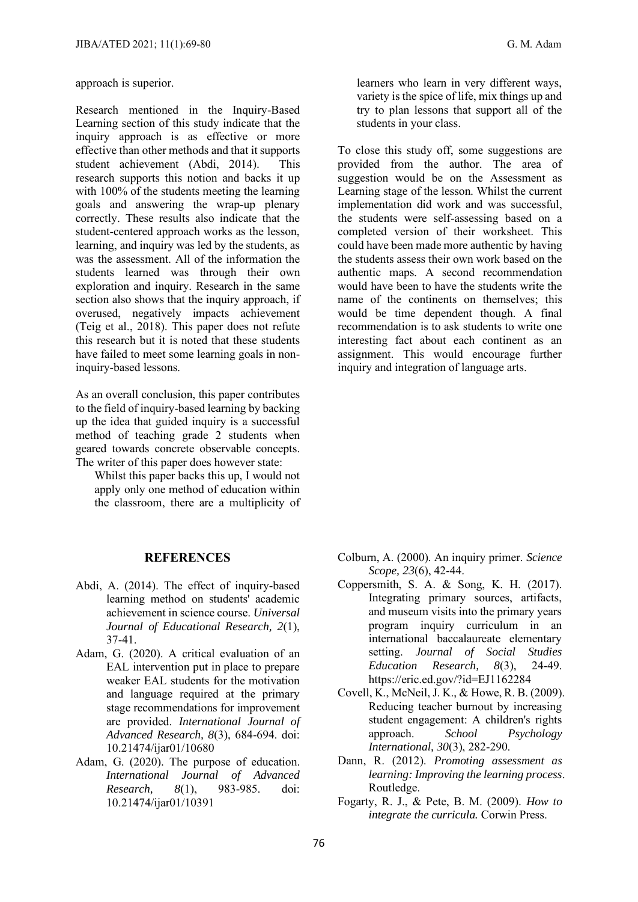approach is superior.

Research mentioned in the Inquiry-Based Learning section of this study indicate that the inquiry approach is as effective or more effective than other methods and that it supports student achievement (Abdi, 2014). This research supports this notion and backs it up with 100% of the students meeting the learning goals and answering the wrap-up plenary correctly. These results also indicate that the student-centered approach works as the lesson, learning, and inquiry was led by the students, as was the assessment. All of the information the students learned was through their own exploration and inquiry. Research in the same section also shows that the inquiry approach, if overused, negatively impacts achievement (Teig et al., 2018). This paper does not refute this research but it is noted that these students have failed to meet some learning goals in non-inquiry-based lessons.

As an overall conclusion, this paper contributes to the field of inquiry-based learning by backing up the idea that guided inquiry is a successful method of teaching grade 2 students when geared towards concrete observable concepts. The writer of this paper does however state:

> Whilst this paper backs this up, I would not apply only one method of education within the classroom, there are a multiplicity of learners who learn in very different ways, variety is the spice of life, mix things up and try to plan lessons that support all of the students in your class.

To close this study off, some suggestions are provided from the author. The area of suggestion would be on the Assessment as Learning stage of the lesson. Whilst the current implementation did work and was successful, the students were self-assessing based on a completed version of their worksheet. This could have been made more authentic by having the students assess their own work based on the authentic maps. A second recommendation would have been to have the students write the name of the continents on themselves; this would be time dependent though. A final recommendation is to ask students to write one interesting fact about each continent as an assignment. This would encourage further inquiry and integration of language arts.

## REFERENCES

Abdi, A. (2014). The effect of inquiry-based learning method on students' academic achievement in science course. *Universal Journal of Educational Research, 2*(1), 37-41.

Adam, G. (2020). A critical evaluation of an EAL intervention put in place to prepare weaker EAL students for the motivation and language required at the primary stage recommendations for improvement are provided. *International Journal of Advanced Research, 8*(3), 684-694. doi: 10.21474/ijar01/10680

Adam, G. (2020). The purpose of education. *International Journal of Advanced Research, 8*(1), 983-985. doi: 10.21474/ijar01/10391

Colburn, A. (2000). An inquiry primer. *Science Scope, 23*(6), 42-44.

Coppersmith, S. A. & Song, K. H. (2017). Integrating primary sources, artifacts, and museum visits into the primary years program inquiry curriculum in an international baccalaureate elementary setting. *Journal of Social Studies Education Research, 8*(3), 24-49. https://eric.ed.gov/?id=EJ1162284

Covell, K., McNeil, J. K., & Howe, R. B. (2009). Reducing teacher burnout by increasing student engagement: A children's rights approach. *School Psychology International, 30*(3), 282-290.

Dann, R. (2012). *Promoting assessment as learning: Improving the learning process*. Routledge.

Fogarty, R. J., & Pete, B. M. (2009). *How to integrate the curricula.* Corwin Press.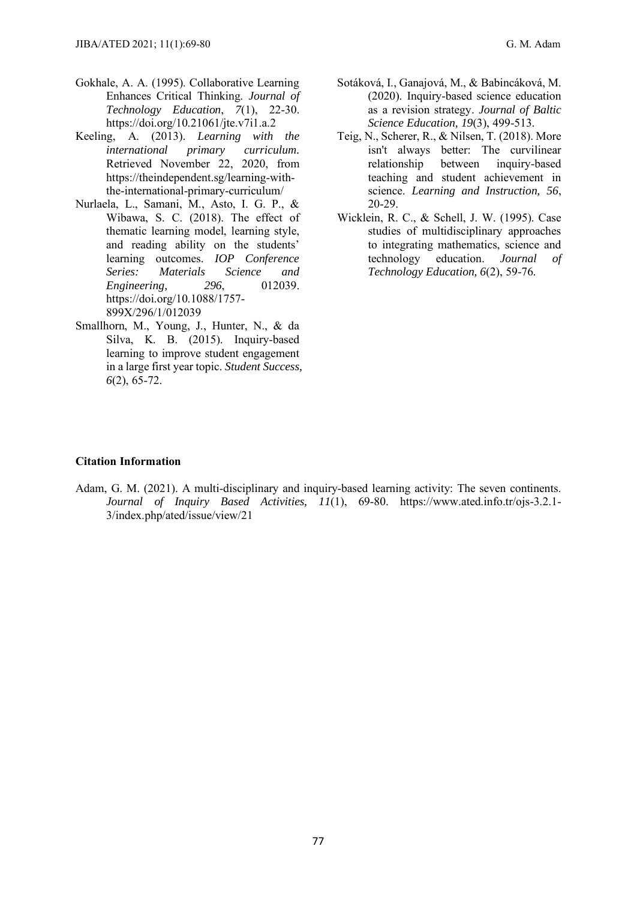Gokhale, A. A. (1995). Collaborative Learning Enhances Critical Thinking. *Journal of Technology Education*, *7*(1), 22-30. https://doi.org/10.21061/jte.v7i1.a.2

Keeling, A. (2013). *Learning with the international primary curriculum*. Retrieved November 22, 2020, from https://theindependent.sg/learning-with-the-international-primary-curriculum/

Nurlaela, L., Samani, M., Asto, I. G. P., & Wibawa, S. C. (2018). The effect of thematic learning model, learning style, and reading ability on the students' learning outcomes. *IOP Conference Series: Materials Science and Engineering, 296*, 012039. https://doi.org/10.1088/1757-899X/296/1/012039

Smallhorn, M., Young, J., Hunter, N., & da Silva, K. B. (2015). Inquiry-based learning to improve student engagement in a large first year topic. *Student Success, 6*(2), 65-72.

Sotáková, I., Ganajová, M., & Babincáková, M. (2020). Inquiry-based science education as a revision strategy. *Journal of Baltic Science Education, 19*(3), 499-513.

Teig, N., Scherer, R., & Nilsen, T. (2018). More isn't always better: The curvilinear relationship between inquiry-based teaching and student achievement in science. *Learning and Instruction, 56*, 20-29.

Wicklein, R. C., & Schell, J. W. (1995). Case studies of multidisciplinary approaches to integrating mathematics, science and technology education. *Journal of Technology Education, 6*(2), 59-76.

**Citation Information**

Adam, G. M. (2021). A multi-disciplinary and inquiry-based learning activity: The seven continents. *Journal of Inquiry Based Activities, 11*(1), 69-80. https://www.ated.info.tr/ojs-3.2.1-3/index.php/ated/issue/view/21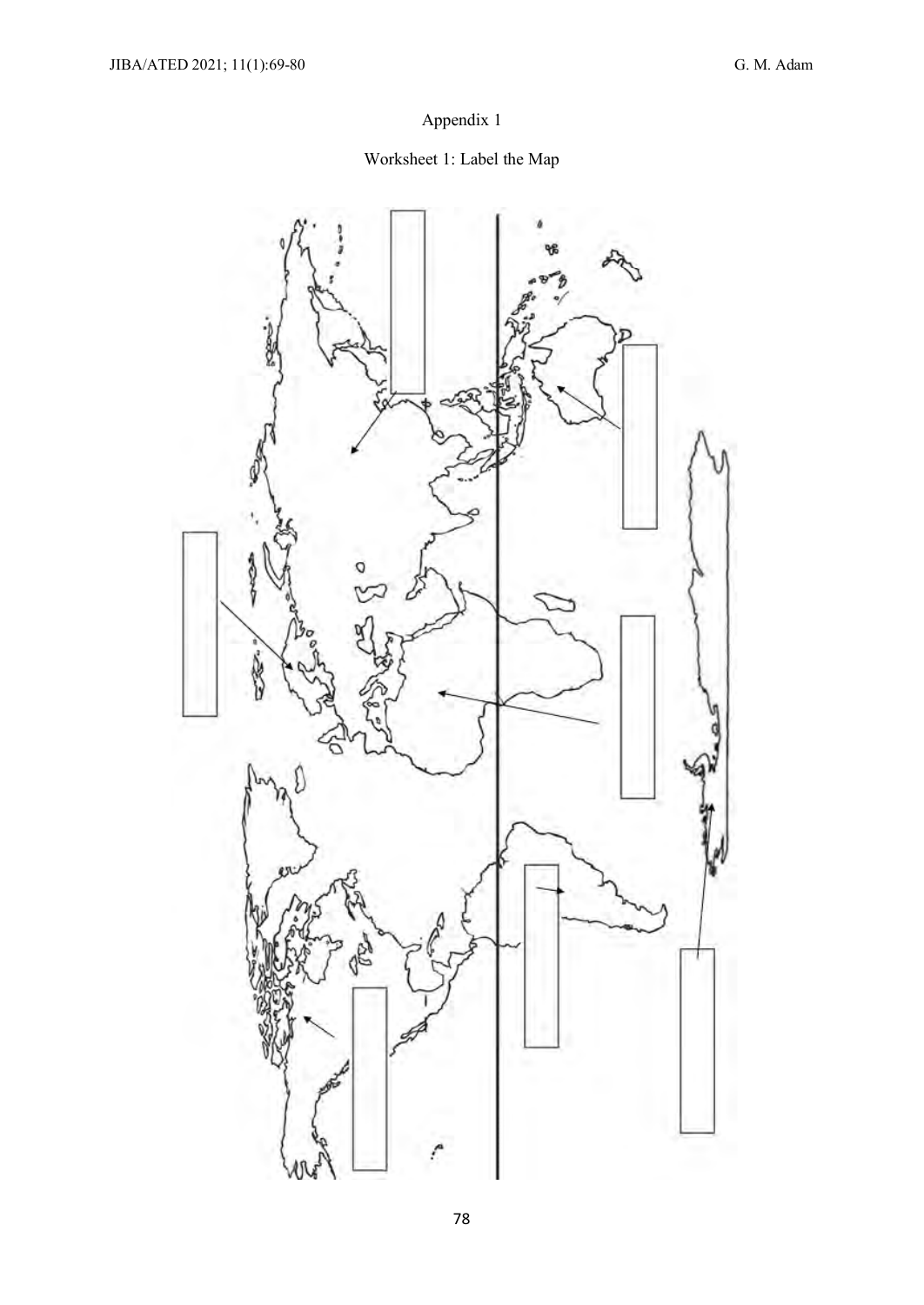Appendix 1

Worksheet 1: Label the Map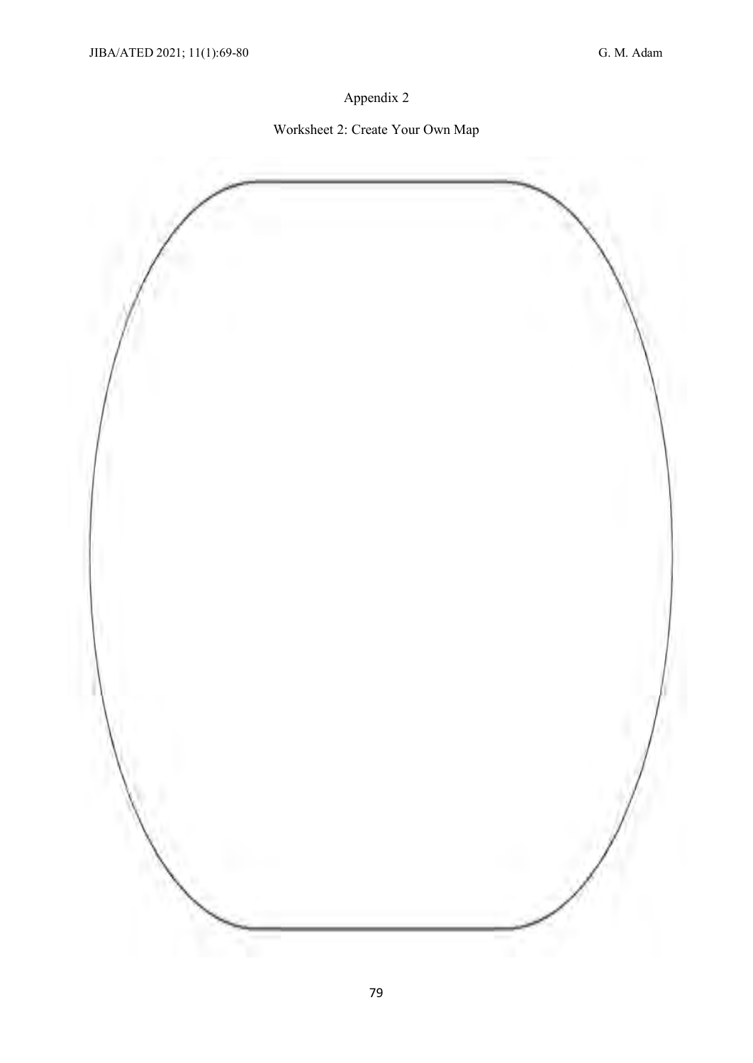## Appendix 2

### Worksheet 2: Create Your Own Map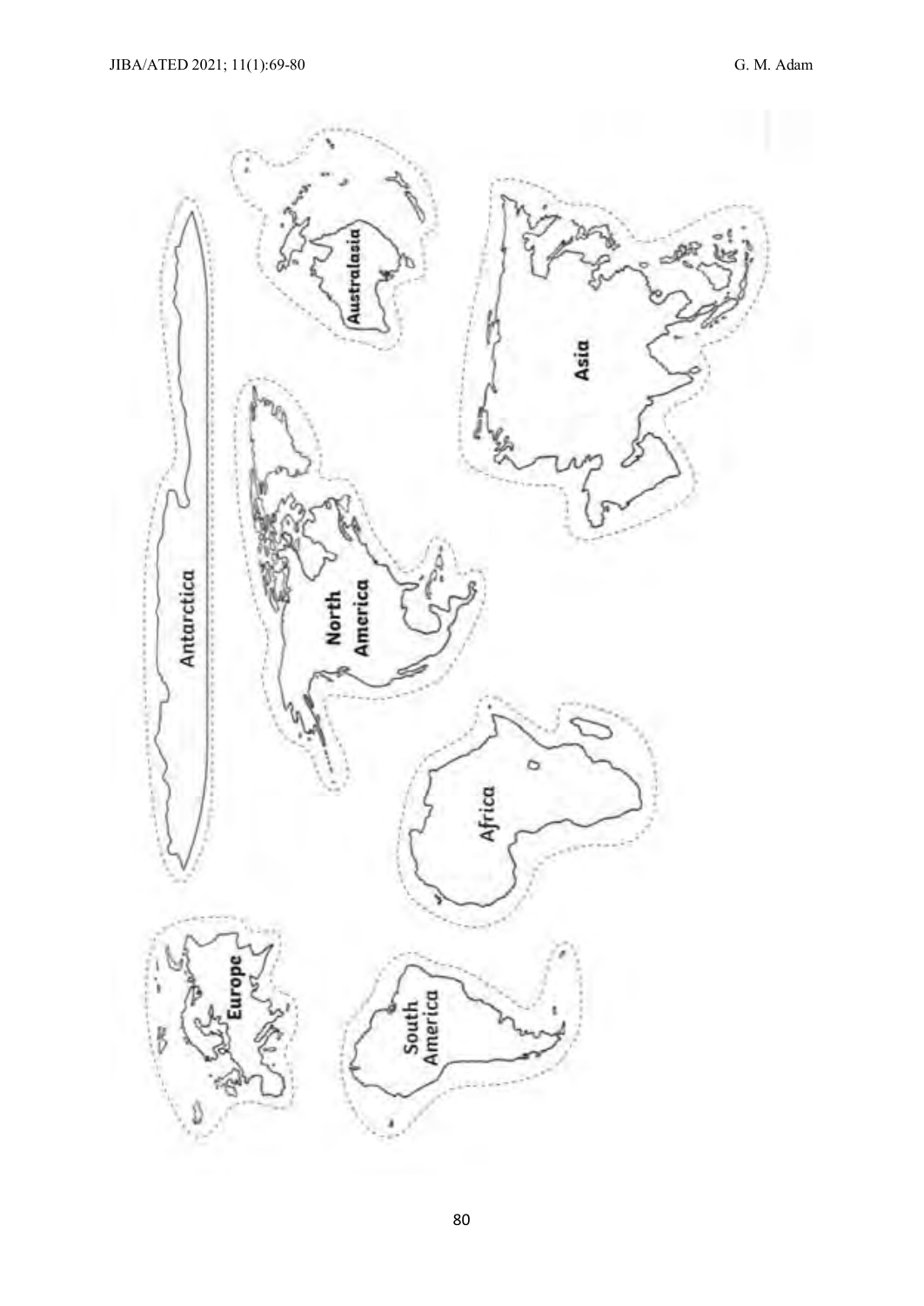Antarctica

Australasia

Asia

North America

Africa

Europe

South America